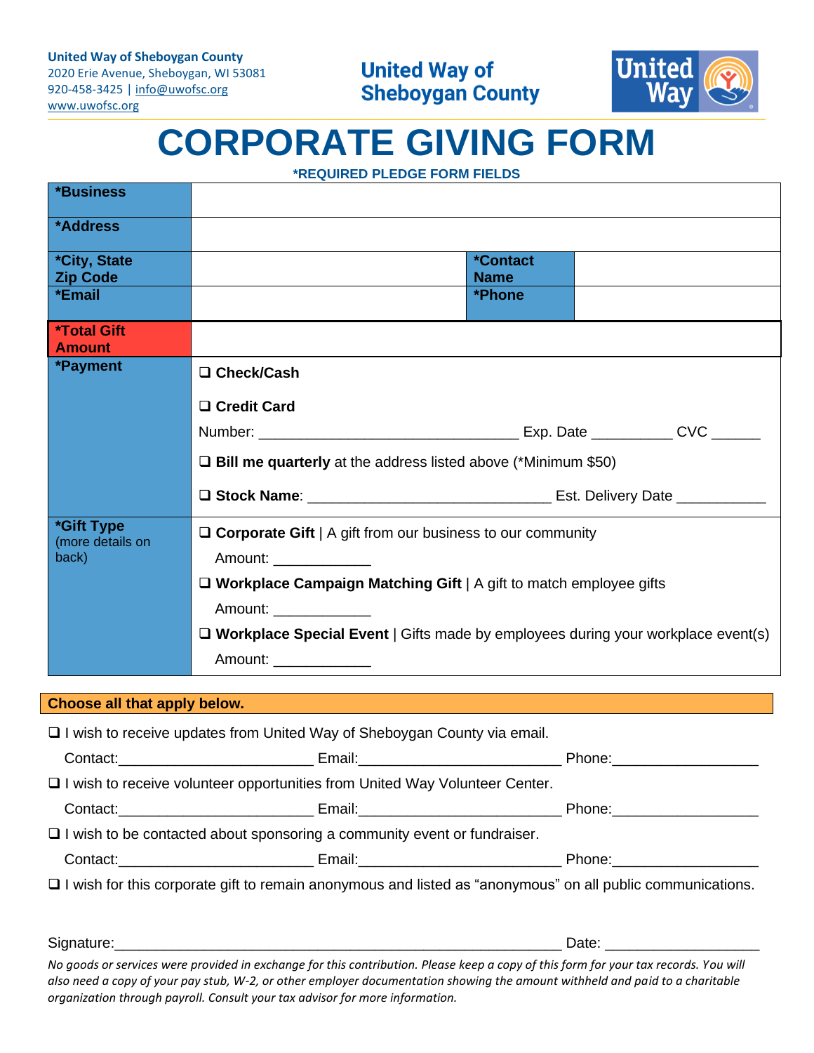**United Way of Sheboygan County**
2020 Erie Avenue, Sheboygan, WI 53081
920-458-3425 | info@uwofsc.org
www.uwofsc.org

**United Way of Sheboygan County**

# CORPORATE GIVING FORM

**\*REQUIRED PLEDGE FORM FIELDS**

| | | | |
|---|---|---|---|
| **\*Business** | | | |
| **\*Address** | | | |
| **\*City, State Zip Code** | | **\*Contact Name** | |
| **\*Email** | | **\*Phone** | |
| **\*Total Gift Amount** | | | |
| **\*Payment** | ❑ **Check/Cash**<br><br>❑ **Credit Card**<br>Number: ______________________________ Exp. Date _________ CVC _____<br><br>❑ **Bill me quarterly** at the address listed above (\*Minimum $50)<br><br>❑ **Stock Name**: ____________________________ Est. Delivery Date __________ | | |
| **\*Gift Type** (more details on back) | ❑ **Corporate Gift** \| A gift from our business to our community<br>Amount: ___________<br>❑ **Workplace Campaign Matching Gift** \| A gift to match employee gifts<br>Amount: ___________<br>❑ **Workplace Special Event** \| Gifts made by employees during your workplace event(s)<br>Amount: ___________ | | |

**Choose all that apply below.**

❑ I wish to receive updates from United Way of Sheboygan County via email.

Contact:______________________ Email:______________________ Phone:________________

❑ I wish to receive volunteer opportunities from United Way Volunteer Center.

Contact:______________________ Email:______________________ Phone:________________

❑ I wish to be contacted about sponsoring a community event or fundraiser.

Contact:______________________ Email:______________________ Phone:________________

❑ I wish for this corporate gift to remain anonymous and listed as "anonymous" on all public communications.

Signature:_______________________________________________________ Date: ________________

*No goods or services were provided in exchange for this contribution. Please keep a copy of this form for your tax records. You will also need a copy of your pay stub, W-2, or other employer documentation showing the amount withheld and paid to a charitable organization through payroll. Consult your tax advisor for more information.*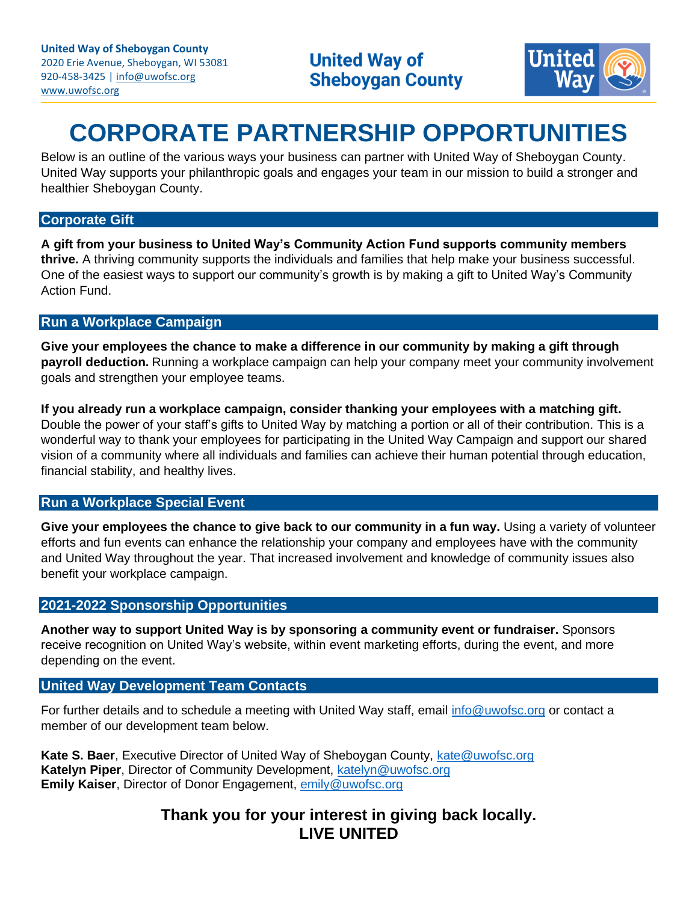**United Way of Sheboygan County**
2020 Erie Avenue, Sheboygan, WI 53081
920-458-3425 | info@uwofsc.org
www.uwofsc.org

**United Way of Sheboygan County**

# CORPORATE PARTNERSHIP OPPORTUNITIES

Below is an outline of the various ways your business can partner with United Way of Sheboygan County. United Way supports your philanthropic goals and engages your team in our mission to build a stronger and healthier Sheboygan County.

## Corporate Gift

**A gift from your business to United Way's Community Action Fund supports community members thrive.** A thriving community supports the individuals and families that help make your business successful. One of the easiest ways to support our community's growth is by making a gift to United Way's Community Action Fund.

## Run a Workplace Campaign

**Give your employees the chance to make a difference in our community by making a gift through payroll deduction.** Running a workplace campaign can help your company meet your community involvement goals and strengthen your employee teams.

**If you already run a workplace campaign, consider thanking your employees with a matching gift.** Double the power of your staff's gifts to United Way by matching a portion or all of their contribution. This is a wonderful way to thank your employees for participating in the United Way Campaign and support our shared vision of a community where all individuals and families can achieve their human potential through education, financial stability, and healthy lives.

## Run a Workplace Special Event

**Give your employees the chance to give back to our community in a fun way.** Using a variety of volunteer efforts and fun events can enhance the relationship your company and employees have with the community and United Way throughout the year. That increased involvement and knowledge of community issues also benefit your workplace campaign.

## 2021-2022 Sponsorship Opportunities

**Another way to support United Way is by sponsoring a community event or fundraiser.** Sponsors receive recognition on United Way's website, within event marketing efforts, during the event, and more depending on the event.

## United Way Development Team Contacts

For further details and to schedule a meeting with United Way staff, email info@uwofsc.org or contact a member of our development team below.

**Kate S. Baer**, Executive Director of United Way of Sheboygan County, kate@uwofsc.org
**Katelyn Piper**, Director of Community Development, katelyn@uwofsc.org
**Emily Kaiser**, Director of Donor Engagement, emily@uwofsc.org

**Thank you for your interest in giving back locally.**
**LIVE UNITED**